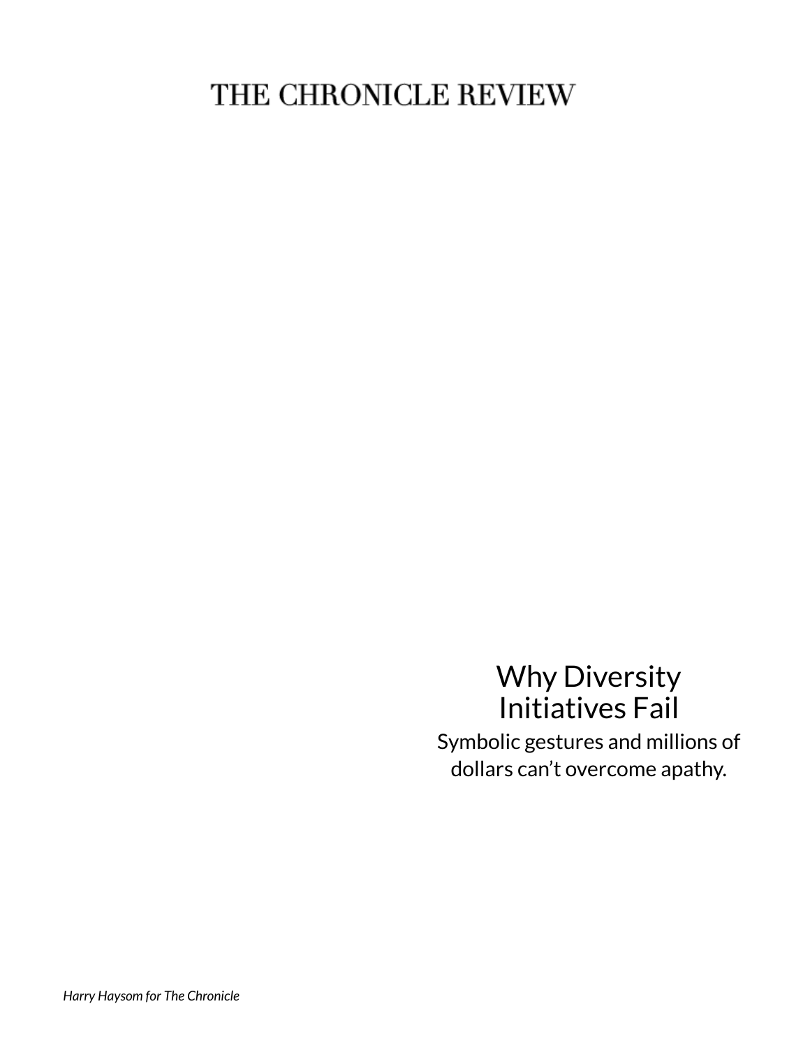THE CHRONICLE REVIEW

# Why Diversity Initiatives Fail

Symbolic gestures and millions of dollars can't overcome apathy.

*Harry Haysom for The Chronicle*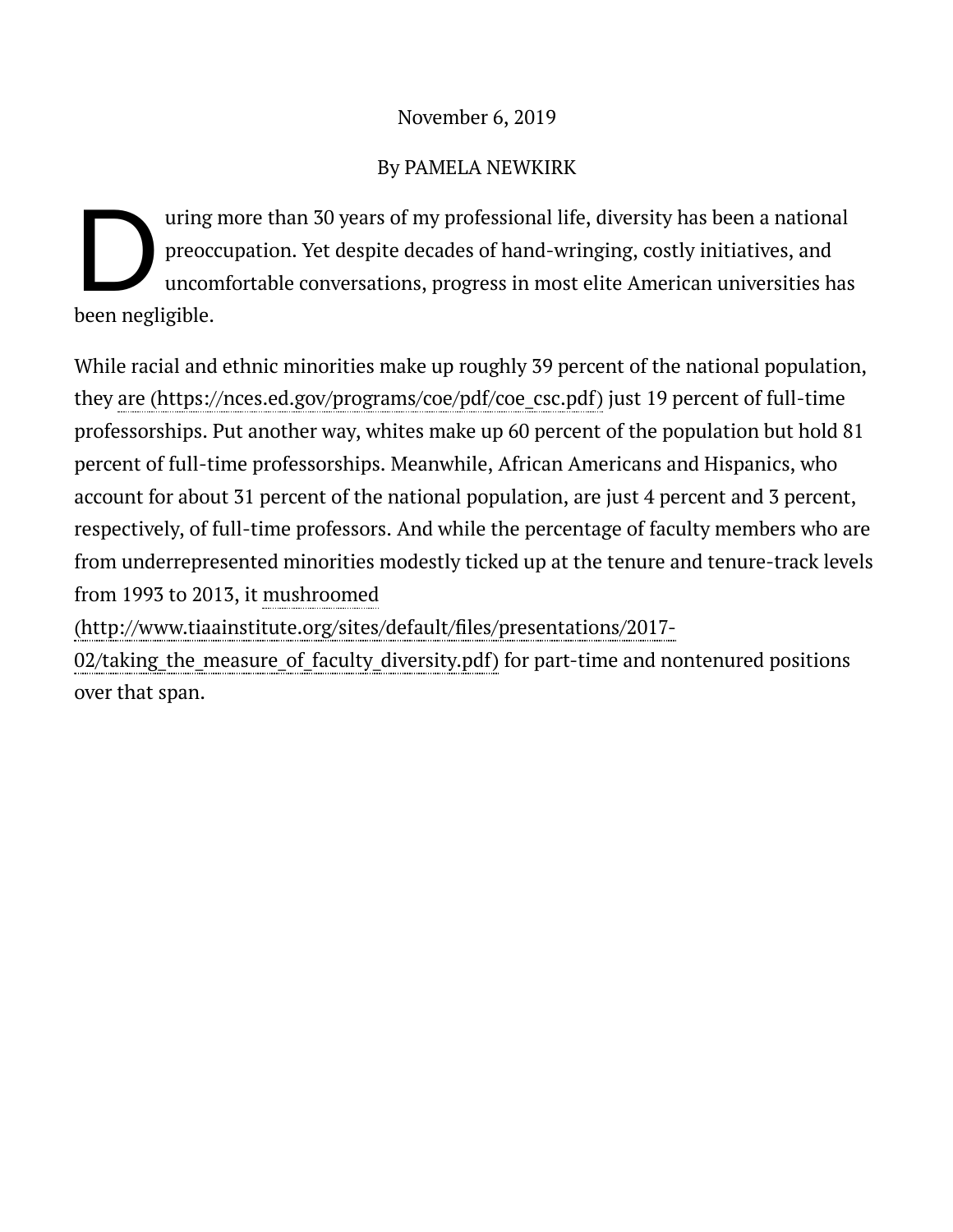November 6, 2019

By PAMELA NEWKIRK

During more than 30 years of my professional life, diversity has been a national preoccupation. Yet despite decades of hand-wringing, costly initiatives, and uncomfortable conversations, progress in most elite American universities has been negligible.

While racial and ethnic minorities make up roughly 39 percent of the national population, they are (https://nces.ed.gov/programs/coe/pdf/coe_csc.pdf) just 19 percent of full-time professorships. Put another way, whites make up 60 percent of the population but hold 81 percent of full-time professorships. Meanwhile, African Americans and Hispanics, who account for about 31 percent of the national population, are just 4 percent and 3 percent, respectively, of full-time professors. And while the percentage of faculty members who are from underrepresented minorities modestly ticked up at the tenure and tenure-track levels from 1993 to 2013, it mushroomed (http://www.tiaainstitute.org/sites/default/files/presentations/2017-02/taking_the_measure_of_faculty_diversity.pdf) for part-time and nontenured positions over that span.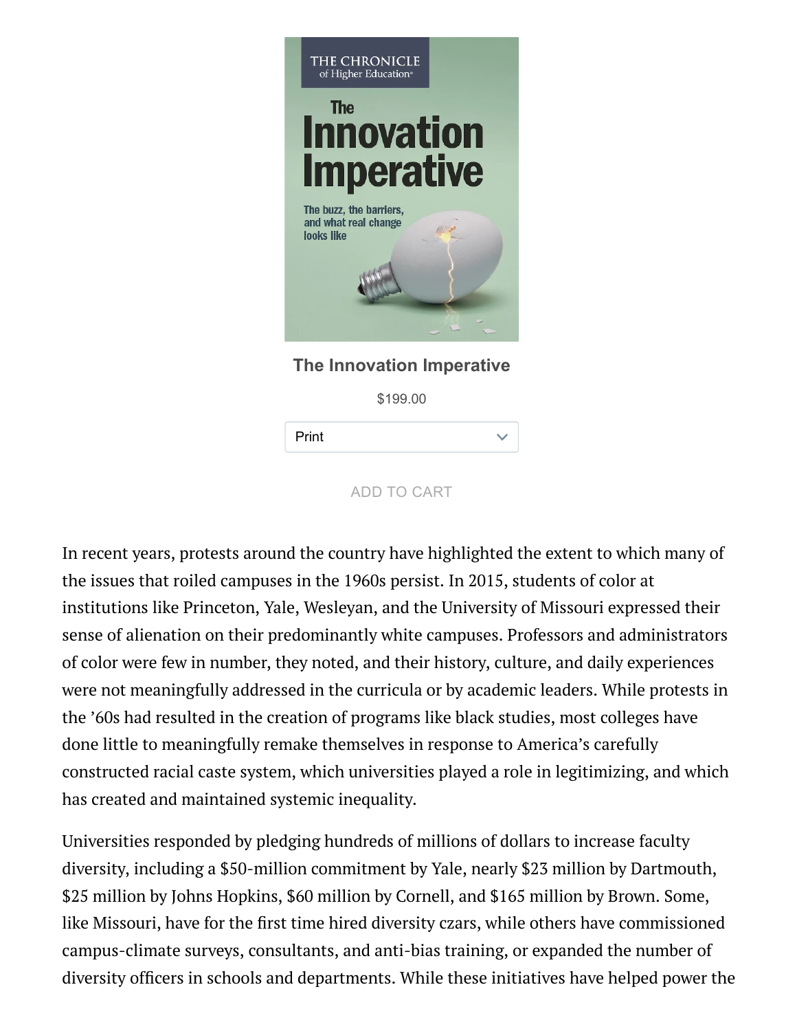The Innovation Imperative

$199.00

Print

ADD TO CART

In recent years, protests around the country have highlighted the extent to which many of the issues that roiled campuses in the 1960s persist. In 2015, students of color at institutions like Princeton, Yale, Wesleyan, and the University of Missouri expressed their sense of alienation on their predominantly white campuses. Professors and administrators of color were few in number, they noted, and their history, culture, and daily experiences were not meaningfully addressed in the curricula or by academic leaders. While protests in the ’60s had resulted in the creation of programs like black studies, most colleges have done little to meaningfully remake themselves in response to America’s carefully constructed racial caste system, which universities played a role in legitimizing, and which has created and maintained systemic inequality.

Universities responded by pledging hundreds of millions of dollars to increase faculty diversity, including a $50-million commitment by Yale, nearly $23 million by Dartmouth, $25 million by Johns Hopkins, $60 million by Cornell, and $165 million by Brown. Some, like Missouri, have for the first time hired diversity czars, while others have commissioned campus-climate surveys, consultants, and anti-bias training, or expanded the number of diversity officers in schools and departments. While these initiatives have helped power the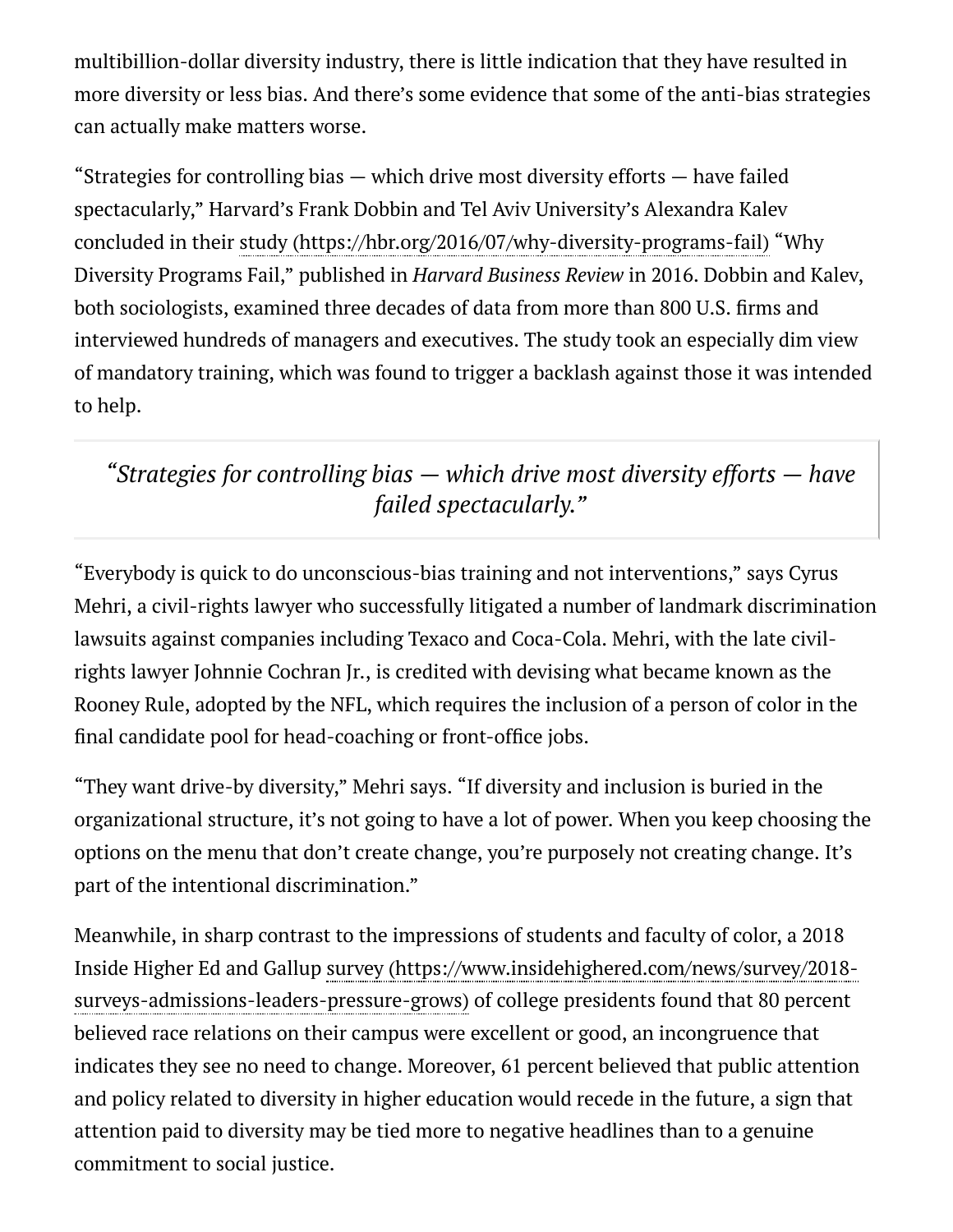multibillion-dollar diversity industry, there is little indication that they have resulted in more diversity or less bias. And there's some evidence that some of the anti-bias strategies can actually make matters worse.

"Strategies for controlling bias — which drive most diversity efforts — have failed spectacularly," Harvard's Frank Dobbin and Tel Aviv University's Alexandra Kalev concluded in their study (https://hbr.org/2016/07/why-diversity-programs-fail) "Why Diversity Programs Fail," published in *Harvard Business Review* in 2016. Dobbin and Kalev, both sociologists, examined three decades of data from more than 800 U.S. firms and interviewed hundreds of managers and executives. The study took an especially dim view of mandatory training, which was found to trigger a backlash against those it was intended to help.

> *"Strategies for controlling bias — which drive most diversity efforts — have failed spectacularly."*

"Everybody is quick to do unconscious-bias training and not interventions," says Cyrus Mehri, a civil-rights lawyer who successfully litigated a number of landmark discrimination lawsuits against companies including Texaco and Coca-Cola. Mehri, with the late civil-rights lawyer Johnnie Cochran Jr., is credited with devising what became known as the Rooney Rule, adopted by the NFL, which requires the inclusion of a person of color in the final candidate pool for head-coaching or front-office jobs.

"They want drive-by diversity," Mehri says. "If diversity and inclusion is buried in the organizational structure, it's not going to have a lot of power. When you keep choosing the options on the menu that don't create change, you're purposely not creating change. It's part of the intentional discrimination."

Meanwhile, in sharp contrast to the impressions of students and faculty of color, a 2018 Inside Higher Ed and Gallup survey (https://www.insidehighered.com/news/survey/2018-surveys-admissions-leaders-pressure-grows) of college presidents found that 80 percent believed race relations on their campus were excellent or good, an incongruence that indicates they see no need to change. Moreover, 61 percent believed that public attention and policy related to diversity in higher education would recede in the future, a sign that attention paid to diversity may be tied more to negative headlines than to a genuine commitment to social justice.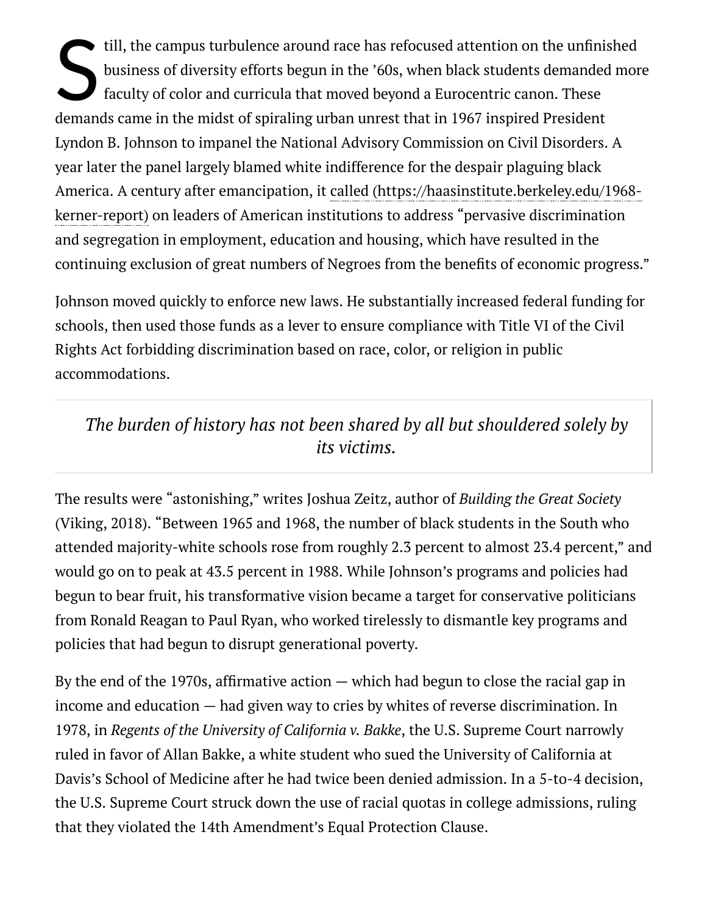Still, the campus turbulence around race has refocused attention on the unfinished business of diversity efforts begun in the ’60s, when black students demanded more faculty of color and curricula that moved beyond a Eurocentric canon. These demands came in the midst of spiraling urban unrest that in 1967 inspired President Lyndon B. Johnson to impanel the National Advisory Commission on Civil Disorders. A year later the panel largely blamed white indifference for the despair plaguing black America. A century after emancipation, it called (https://haasinstitute.berkeley.edu/1968-kerner-report) on leaders of American institutions to address “pervasive discrimination and segregation in employment, education and housing, which have resulted in the continuing exclusion of great numbers of Negroes from the benefits of economic progress.”

Johnson moved quickly to enforce new laws. He substantially increased federal funding for schools, then used those funds as a lever to ensure compliance with Title VI of the Civil Rights Act forbidding discrimination based on race, color, or religion in public accommodations.

> *The burden of history has not been shared by all but shouldered solely by its victims.*

The results were “astonishing,” writes Joshua Zeitz, author of *Building the Great Society* (Viking, 2018). “Between 1965 and 1968, the number of black students in the South who attended majority-white schools rose from roughly 2.3 percent to almost 23.4 percent,” and would go on to peak at 43.5 percent in 1988. While Johnson’s programs and policies had begun to bear fruit, his transformative vision became a target for conservative politicians from Ronald Reagan to Paul Ryan, who worked tirelessly to dismantle key programs and policies that had begun to disrupt generational poverty.

By the end of the 1970s, affirmative action — which had begun to close the racial gap in income and education — had given way to cries by whites of reverse discrimination. In 1978, in *Regents of the University of California v. Bakke*, the U.S. Supreme Court narrowly ruled in favor of Allan Bakke, a white student who sued the University of California at Davis’s School of Medicine after he had twice been denied admission. In a 5-to-4 decision, the U.S. Supreme Court struck down the use of racial quotas in college admissions, ruling that they violated the 14th Amendment’s Equal Protection Clause.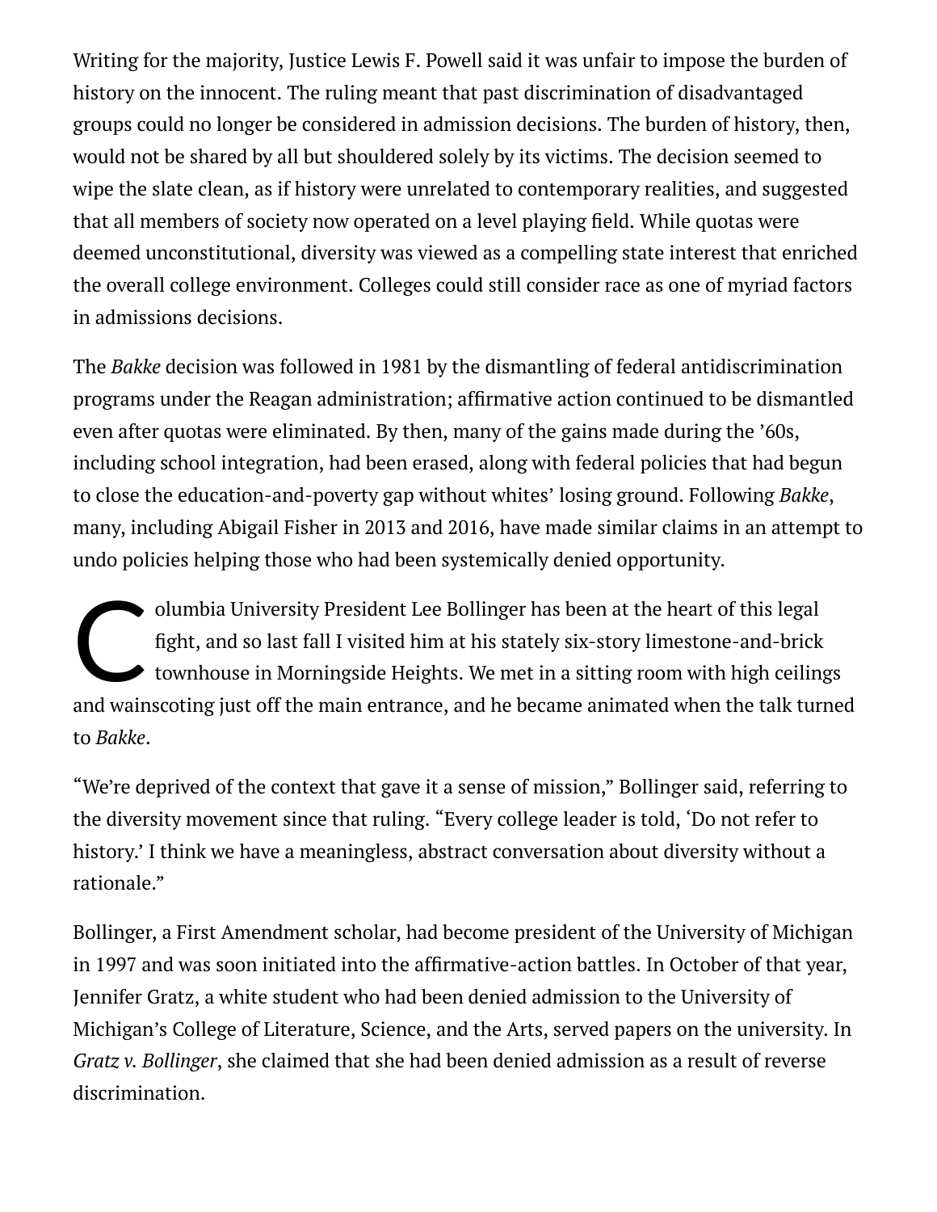Writing for the majority, Justice Lewis F. Powell said it was unfair to impose the burden of history on the innocent. The ruling meant that past discrimination of disadvantaged groups could no longer be considered in admission decisions. The burden of history, then, would not be shared by all but shouldered solely by its victims. The decision seemed to wipe the slate clean, as if history were unrelated to contemporary realities, and suggested that all members of society now operated on a level playing field. While quotas were deemed unconstitutional, diversity was viewed as a compelling state interest that enriched the overall college environment. Colleges could still consider race as one of myriad factors in admissions decisions.

The *Bakke* decision was followed in 1981 by the dismantling of federal antidiscrimination programs under the Reagan administration; affirmative action continued to be dismantled even after quotas were eliminated. By then, many of the gains made during the '60s, including school integration, had been erased, along with federal policies that had begun to close the education-and-poverty gap without whites' losing ground. Following *Bakke*, many, including Abigail Fisher in 2013 and 2016, have made similar claims in an attempt to undo policies helping those who had been systemically denied opportunity.

Columbia University President Lee Bollinger has been at the heart of this legal fight, and so last fall I visited him at his stately six-story limestone-and-brick townhouse in Morningside Heights. We met in a sitting room with high ceilings and wainscoting just off the main entrance, and he became animated when the talk turned to *Bakke*.

"We're deprived of the context that gave it a sense of mission," Bollinger said, referring to the diversity movement since that ruling. "Every college leader is told, 'Do not refer to history.' I think we have a meaningless, abstract conversation about diversity without a rationale."

Bollinger, a First Amendment scholar, had become president of the University of Michigan in 1997 and was soon initiated into the affirmative-action battles. In October of that year, Jennifer Gratz, a white student who had been denied admission to the University of Michigan's College of Literature, Science, and the Arts, served papers on the university. In *Gratz v. Bollinger*, she claimed that she had been denied admission as a result of reverse discrimination.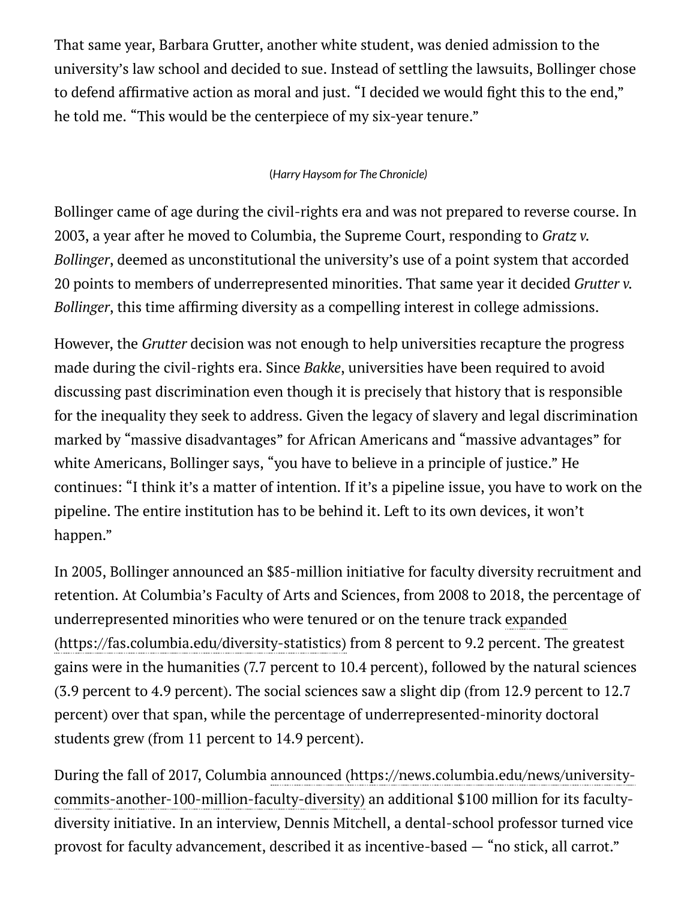That same year, Barbara Grutter, another white student, was denied admission to the university's law school and decided to sue. Instead of settling the lawsuits, Bollinger chose to defend affirmative action as moral and just. "I decided we would fight this to the end," he told me. "This would be the centerpiece of my six-year tenure."

(*Harry Haysom for The Chronicle*)

Bollinger came of age during the civil-rights era and was not prepared to reverse course. In 2003, a year after he moved to Columbia, the Supreme Court, responding to *Gratz v. Bollinger*, deemed as unconstitutional the university's use of a point system that accorded 20 points to members of underrepresented minorities. That same year it decided *Grutter v. Bollinger*, this time affirming diversity as a compelling interest in college admissions.

However, the *Grutter* decision was not enough to help universities recapture the progress made during the civil-rights era. Since *Bakke*, universities have been required to avoid discussing past discrimination even though it is precisely that history that is responsible for the inequality they seek to address. Given the legacy of slavery and legal discrimination marked by "massive disadvantages" for African Americans and "massive advantages" for white Americans, Bollinger says, "you have to believe in a principle of justice." He continues: "I think it's a matter of intention. If it's a pipeline issue, you have to work on the pipeline. The entire institution has to be behind it. Left to its own devices, it won't happen."

In 2005, Bollinger announced an $85-million initiative for faculty diversity recruitment and retention. At Columbia's Faculty of Arts and Sciences, from 2008 to 2018, the percentage of underrepresented minorities who were tenured or on the tenure track expanded (https://fas.columbia.edu/diversity-statistics) from 8 percent to 9.2 percent. The greatest gains were in the humanities (7.7 percent to 10.4 percent), followed by the natural sciences (3.9 percent to 4.9 percent). The social sciences saw a slight dip (from 12.9 percent to 12.7 percent) over that span, while the percentage of underrepresented-minority doctoral students grew (from 11 percent to 14.9 percent).

During the fall of 2017, Columbia announced (https://news.columbia.edu/news/university-commits-another-100-million-faculty-diversity) an additional $100 million for its faculty-diversity initiative. In an interview, Dennis Mitchell, a dental-school professor turned vice provost for faculty advancement, described it as incentive-based — "no stick, all carrot."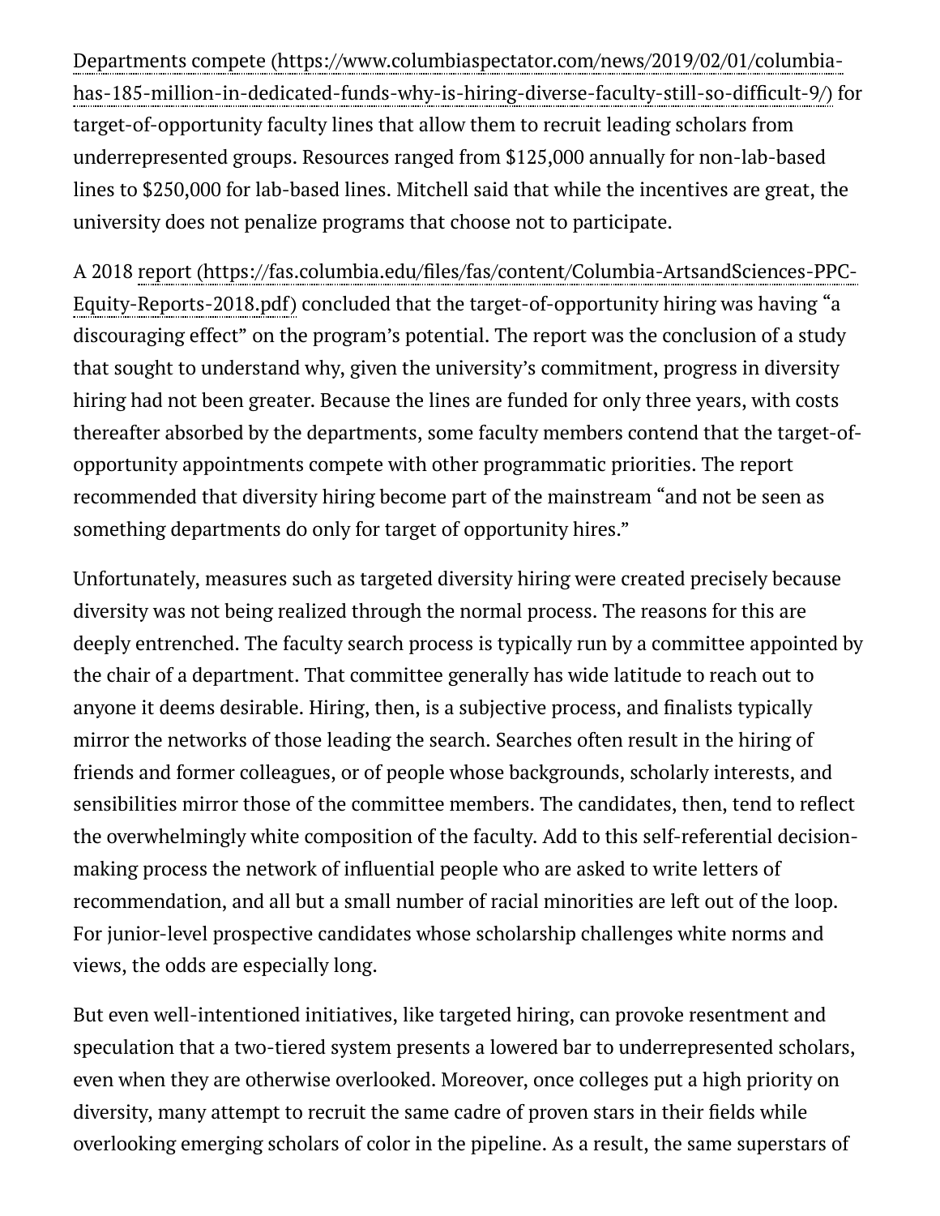[Departments compete (https://www.columbiaspectator.com/news/2019/02/01/columbia-has-185-million-in-dedicated-funds-why-is-hiring-diverse-faculty-still-so-difficult-9/)](https://www.columbiaspectator.com/news/2019/02/01/columbia-has-185-million-in-dedicated-funds-why-is-hiring-diverse-faculty-still-so-difficult-9/) for target-of-opportunity faculty lines that allow them to recruit leading scholars from underrepresented groups. Resources ranged from $125,000 annually for non-lab-based lines to $250,000 for lab-based lines. Mitchell said that while the incentives are great, the university does not penalize programs that choose not to participate.

A 2018 [report (https://fas.columbia.edu/files/fas/content/Columbia-ArtsandSciences-PPC-Equity-Reports-2018.pdf)](https://fas.columbia.edu/files/fas/content/Columbia-ArtsandSciences-PPC-Equity-Reports-2018.pdf) concluded that the target-of-opportunity hiring was having "a discouraging effect" on the program's potential. The report was the conclusion of a study that sought to understand why, given the university's commitment, progress in diversity hiring had not been greater. Because the lines are funded for only three years, with costs thereafter absorbed by the departments, some faculty members contend that the target-of-opportunity appointments compete with other programmatic priorities. The report recommended that diversity hiring become part of the mainstream "and not be seen as something departments do only for target of opportunity hires."

Unfortunately, measures such as targeted diversity hiring were created precisely because diversity was not being realized through the normal process. The reasons for this are deeply entrenched. The faculty search process is typically run by a committee appointed by the chair of a department. That committee generally has wide latitude to reach out to anyone it deems desirable. Hiring, then, is a subjective process, and finalists typically mirror the networks of those leading the search. Searches often result in the hiring of friends and former colleagues, or of people whose backgrounds, scholarly interests, and sensibilities mirror those of the committee members. The candidates, then, tend to reflect the overwhelmingly white composition of the faculty. Add to this self-referential decision-making process the network of influential people who are asked to write letters of recommendation, and all but a small number of racial minorities are left out of the loop. For junior-level prospective candidates whose scholarship challenges white norms and views, the odds are especially long.

But even well-intentioned initiatives, like targeted hiring, can provoke resentment and speculation that a two-tiered system presents a lowered bar to underrepresented scholars, even when they are otherwise overlooked. Moreover, once colleges put a high priority on diversity, many attempt to recruit the same cadre of proven stars in their fields while overlooking emerging scholars of color in the pipeline. As a result, the same superstars of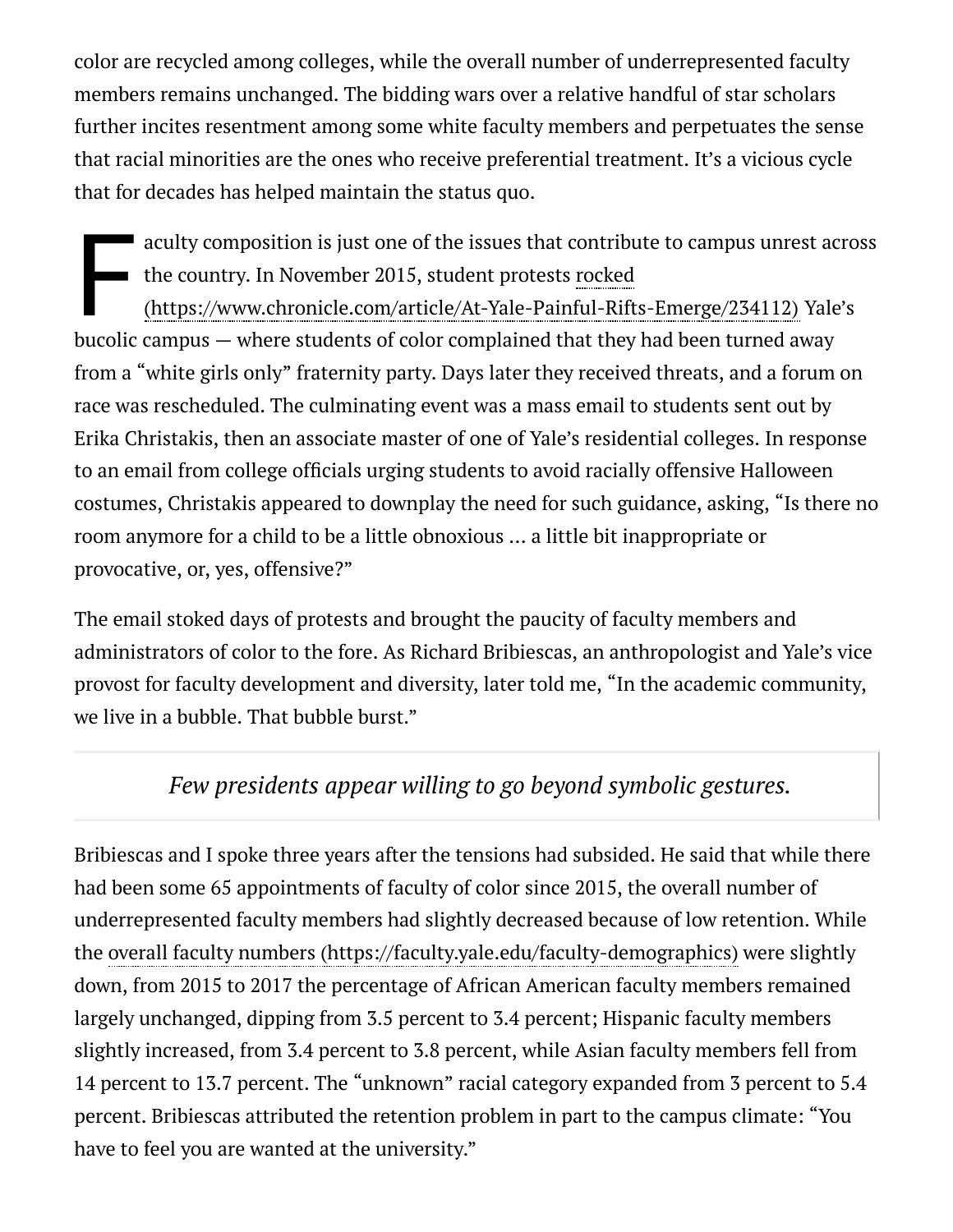color are recycled among colleges, while the overall number of underrepresented faculty members remains unchanged. The bidding wars over a relative handful of star scholars further incites resentment among some white faculty members and perpetuates the sense that racial minorities are the ones who receive preferential treatment. It's a vicious cycle that for decades has helped maintain the status quo.

Faculty composition is just one of the issues that contribute to campus unrest across the country. In November 2015, student protests rocked (https://www.chronicle.com/article/At-Yale-Painful-Rifts-Emerge/234112) Yale's bucolic campus — where students of color complained that they had been turned away from a "white girls only" fraternity party. Days later they received threats, and a forum on race was rescheduled. The culminating event was a mass email to students sent out by Erika Christakis, then an associate master of one of Yale's residential colleges. In response to an email from college officials urging students to avoid racially offensive Halloween costumes, Christakis appeared to downplay the need for such guidance, asking, "Is there no room anymore for a child to be a little obnoxious … a little bit inappropriate or provocative, or, yes, offensive?"

The email stoked days of protests and brought the paucity of faculty members and administrators of color to the fore. As Richard Bribiescas, an anthropologist and Yale's vice provost for faculty development and diversity, later told me, "In the academic community, we live in a bubble. That bubble burst."

> *Few presidents appear willing to go beyond symbolic gestures.*

Bribiescas and I spoke three years after the tensions had subsided. He said that while there had been some 65 appointments of faculty of color since 2015, the overall number of underrepresented faculty members had slightly decreased because of low retention. While the overall faculty numbers (https://faculty.yale.edu/faculty-demographics) were slightly down, from 2015 to 2017 the percentage of African American faculty members remained largely unchanged, dipping from 3.5 percent to 3.4 percent; Hispanic faculty members slightly increased, from 3.4 percent to 3.8 percent, while Asian faculty members fell from 14 percent to 13.7 percent. The "unknown" racial category expanded from 3 percent to 5.4 percent. Bribiescas attributed the retention problem in part to the campus climate: "You have to feel you are wanted at the university."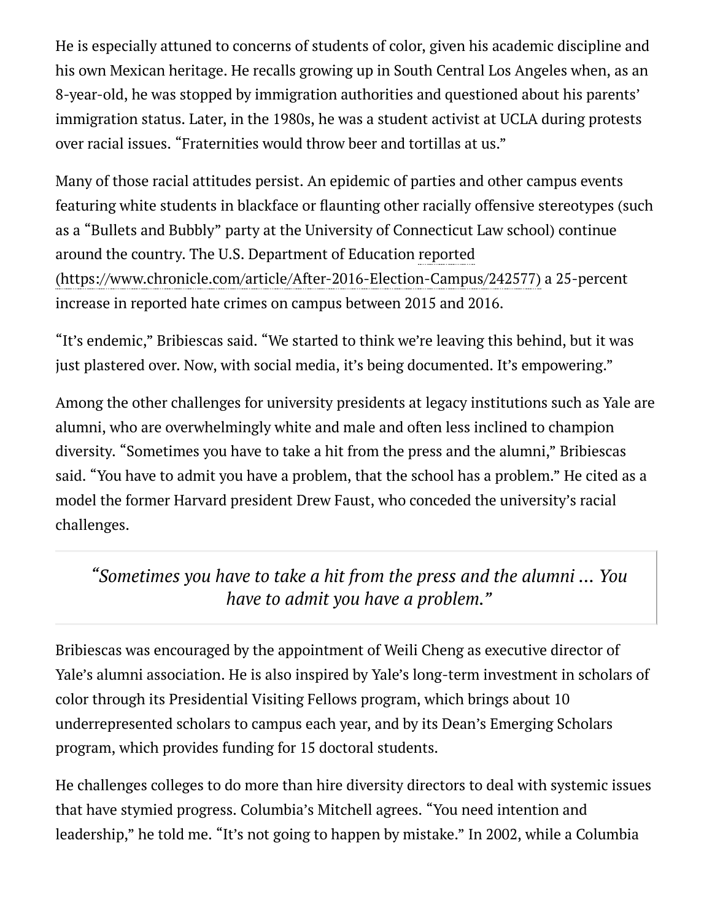He is especially attuned to concerns of students of color, given his academic discipline and his own Mexican heritage. He recalls growing up in South Central Los Angeles when, as an 8-year-old, he was stopped by immigration authorities and questioned about his parents' immigration status. Later, in the 1980s, he was a student activist at UCLA during protests over racial issues. "Fraternities would throw beer and tortillas at us."

Many of those racial attitudes persist. An epidemic of parties and other campus events featuring white students in blackface or flaunting other racially offensive stereotypes (such as a "Bullets and Bubbly" party at the University of Connecticut Law school) continue around the country. The U.S. Department of Education reported (https://www.chronicle.com/article/After-2016-Election-Campus/242577) a 25-percent increase in reported hate crimes on campus between 2015 and 2016.

"It's endemic," Bribiescas said. "We started to think we're leaving this behind, but it was just plastered over. Now, with social media, it's being documented. It's empowering."

Among the other challenges for university presidents at legacy institutions such as Yale are alumni, who are overwhelmingly white and male and often less inclined to champion diversity. "Sometimes you have to take a hit from the press and the alumni," Bribiescas said. "You have to admit you have a problem, that the school has a problem." He cited as a model the former Harvard president Drew Faust, who conceded the university's racial challenges.

> *"Sometimes you have to take a hit from the press and the alumni ... You have to admit you have a problem."*

Bribiescas was encouraged by the appointment of Weili Cheng as executive director of Yale's alumni association. He is also inspired by Yale's long-term investment in scholars of color through its Presidential Visiting Fellows program, which brings about 10 underrepresented scholars to campus each year, and by its Dean's Emerging Scholars program, which provides funding for 15 doctoral students.

He challenges colleges to do more than hire diversity directors to deal with systemic issues that have stymied progress. Columbia's Mitchell agrees. "You need intention and leadership," he told me. "It's not going to happen by mistake." In 2002, while a Columbia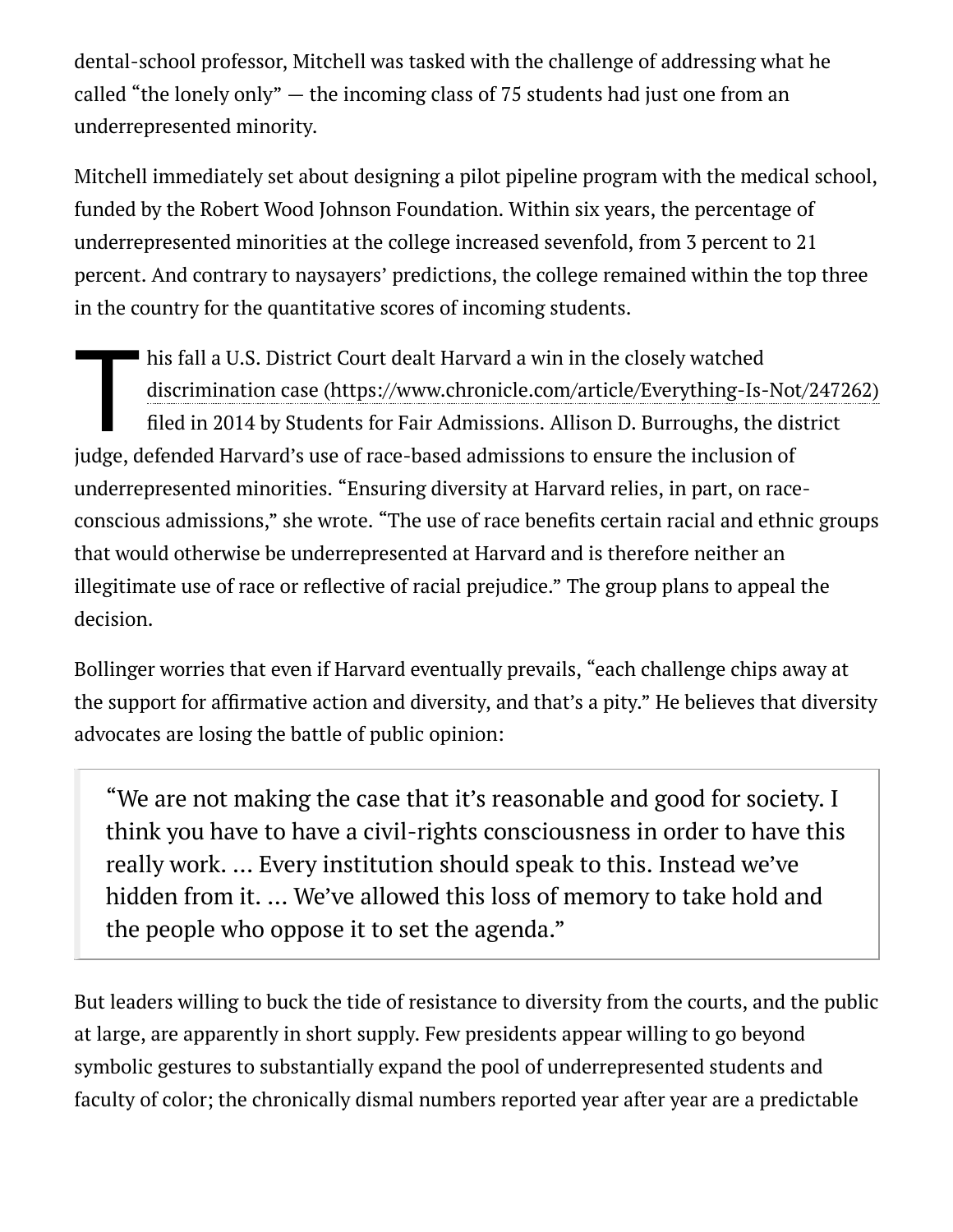dental-school professor, Mitchell was tasked with the challenge of addressing what he called "the lonely only" — the incoming class of 75 students had just one from an underrepresented minority.

Mitchell immediately set about designing a pilot pipeline program with the medical school, funded by the Robert Wood Johnson Foundation. Within six years, the percentage of underrepresented minorities at the college increased sevenfold, from 3 percent to 21 percent. And contrary to naysayers' predictions, the college remained within the top three in the country for the quantitative scores of incoming students.

This fall a U.S. District Court dealt Harvard a win in the closely watched discrimination case (https://www.chronicle.com/article/Everything-Is-Not/247262) filed in 2014 by Students for Fair Admissions. Allison D. Burroughs, the district judge, defended Harvard's use of race-based admissions to ensure the inclusion of underrepresented minorities. "Ensuring diversity at Harvard relies, in part, on race-conscious admissions," she wrote. "The use of race benefits certain racial and ethnic groups that would otherwise be underrepresented at Harvard and is therefore neither an illegitimate use of race or reflective of racial prejudice." The group plans to appeal the decision.

Bollinger worries that even if Harvard eventually prevails, "each challenge chips away at the support for affirmative action and diversity, and that's a pity." He believes that diversity advocates are losing the battle of public opinion:

> "We are not making the case that it's reasonable and good for society. I think you have to have a civil-rights consciousness in order to have this really work. … Every institution should speak to this. Instead we've hidden from it. … We've allowed this loss of memory to take hold and the people who oppose it to set the agenda."

But leaders willing to buck the tide of resistance to diversity from the courts, and the public at large, are apparently in short supply. Few presidents appear willing to go beyond symbolic gestures to substantially expand the pool of underrepresented students and faculty of color; the chronically dismal numbers reported year after year are a predictable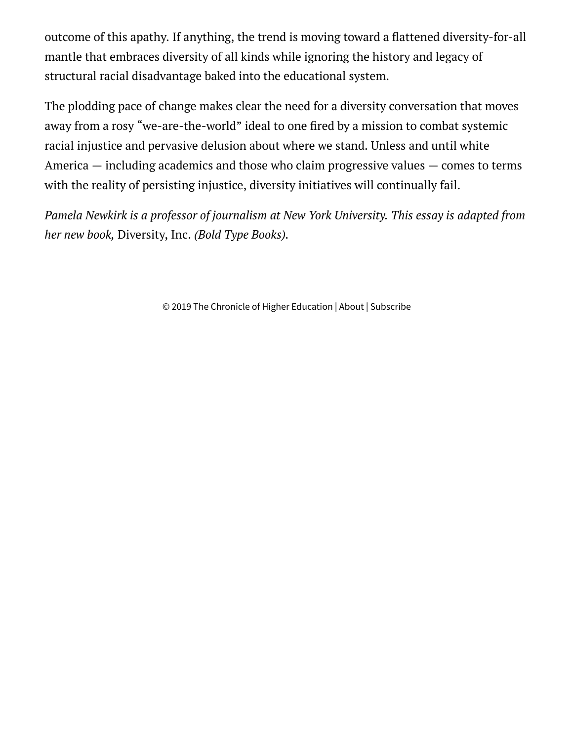outcome of this apathy. If anything, the trend is moving toward a flattened diversity-for-all mantle that embraces diversity of all kinds while ignoring the history and legacy of structural racial disadvantage baked into the educational system.

The plodding pace of change makes clear the need for a diversity conversation that moves away from a rosy "we-are-the-world" ideal to one fired by a mission to combat systemic racial injustice and pervasive delusion about where we stand. Unless and until white America — including academics and those who claim progressive values — comes to terms with the reality of persisting injustice, diversity initiatives will continually fail.

*Pamela Newkirk is a professor of journalism at New York University. This essay is adapted from her new book,* Diversity, Inc. *(Bold Type Books).*

© 2019 The Chronicle of Higher Education | About | Subscribe